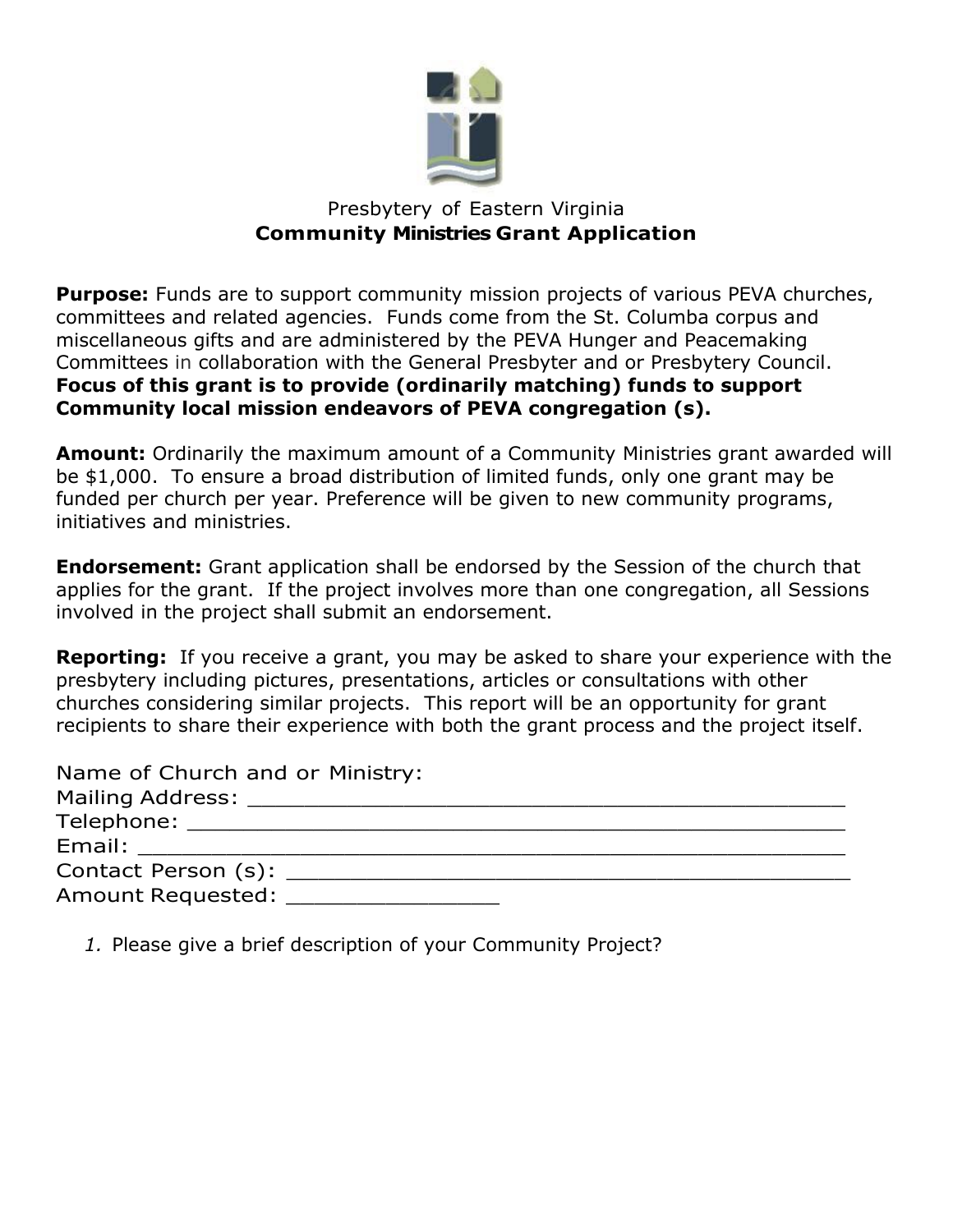Presbytery of Eastern Virginia

# Community Ministries Grant Application

**Purpose:** Funds are to support community mission projects of various PEVA churches, committees and related agencies. Funds come from the St. Columba corpus and miscellaneous gifts and are administered by the PEVA Hunger and Peacemaking Committees in collaboration with the General Presbyter and or Presbytery Council. **Focus of this grant is to provide (ordinarily matching) funds to support Community local mission endeavors of PEVA congregation (s).**

**Amount:** Ordinarily the maximum amount of a Community Ministries grant awarded will be $1,000. To ensure a broad distribution of limited funds, only one grant may be funded per church per year. Preference will be given to new community programs, initiatives and ministries.

**Endorsement:** Grant application shall be endorsed by the Session of the church that applies for the grant. If the project involves more than one congregation, all Sessions involved in the project shall submit an endorsement.

**Reporting:** If you receive a grant, you may be asked to share your experience with the presbytery including pictures, presentations, articles or consultations with other churches considering similar projects. This report will be an opportunity for grant recipients to share their experience with both the grant process and the project itself.

Name of Church and or Ministry:
Mailing Address: _______________________________________________
Telephone: ____________________________________________________
Email: ________________________________________________________
Contact Person (s): _____________________________________________
Amount Requested: ________________

1. Please give a brief description of your Community Project?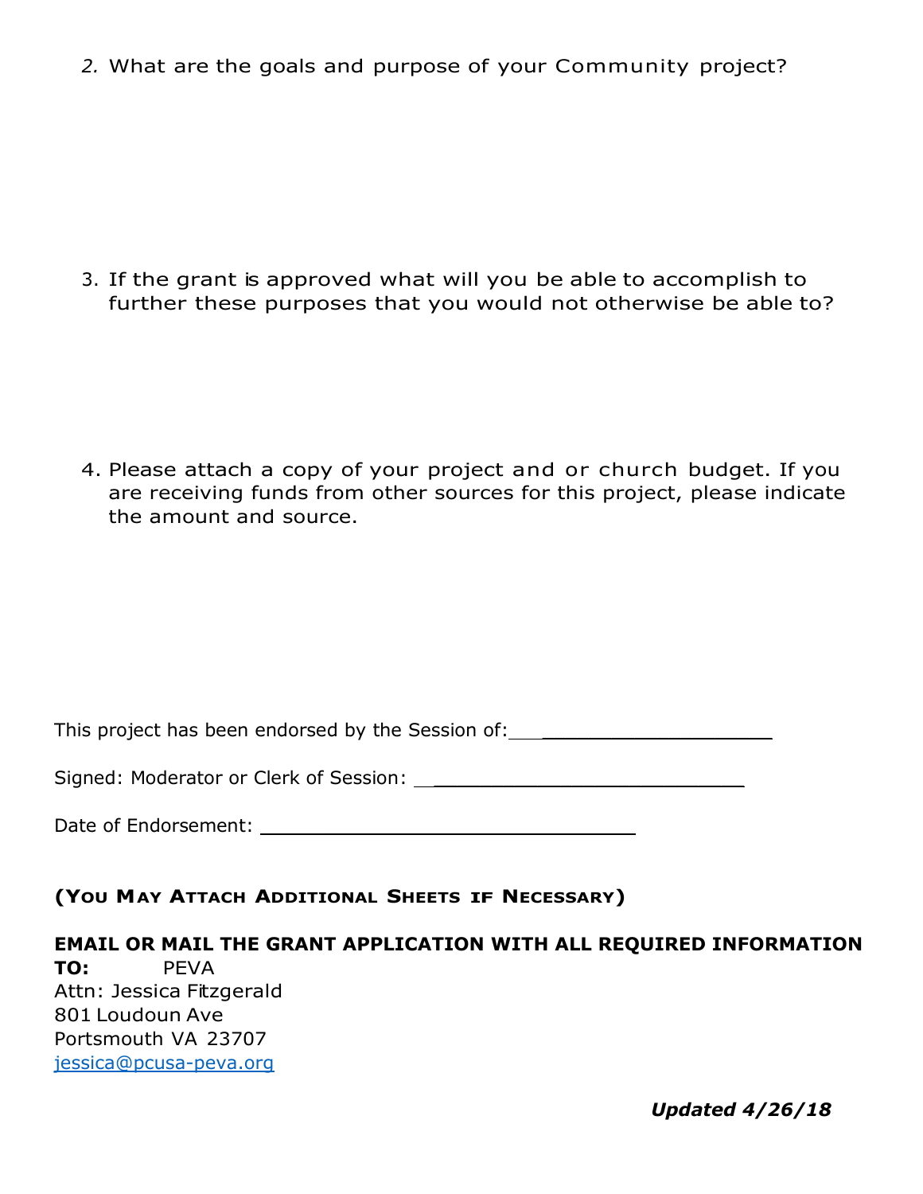2. What are the goals and purpose of your Community project?

3. If the grant is approved what will you be able to accomplish to further these purposes that you would not otherwise be able to?

4. Please attach a copy of your project and or church budget. If you are receiving funds from other sources for this project, please indicate the amount and source.

This project has been endorsed by the Session of: ___________________________

Signed: Moderator or Clerk of Session: ___________________________

Date of Endorsement: ___________________________

**(You May Attach Additional Sheets if Necessary)**

**EMAIL OR MAIL THE GRANT APPLICATION WITH ALL REQUIRED INFORMATION TO:** PEVA
Attn: Jessica Fitzgerald
801 Loudoun Ave
Portsmouth VA 23707
jessica@pcusa-peva.org

***Updated 4/26/18***